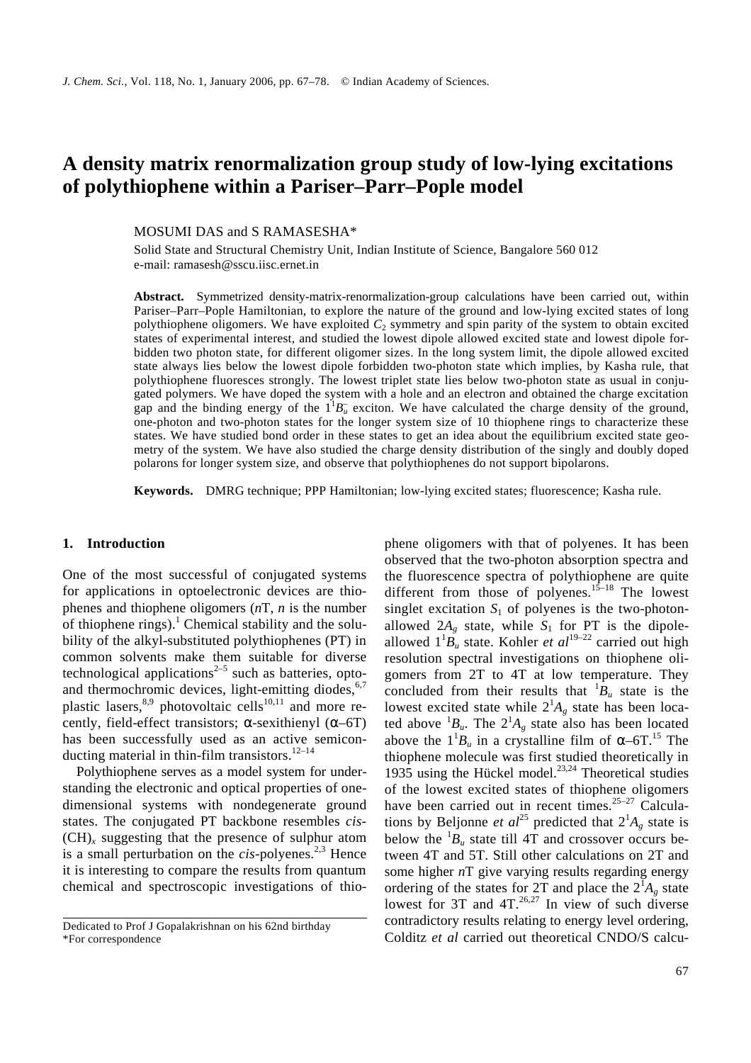# A density matrix renormalization group study of low-lying excitations of polythiophene within a Pariser–Parr–Pople model

MOSUMI DAS and S RAMASESHA*

Solid State and Structural Chemistry Unit, Indian Institute of Science, Bangalore 560 012
e-mail: ramasesh@sscu.iisc.ernet.in

**Abstract.** Symmetrized density-matrix-renormalization-group calculations have been carried out, within Pariser–Parr–Pople Hamiltonian, to explore the nature of the ground and low-lying excited states of long polythiophene oligomers. We have exploited $C_2$ symmetry and spin parity of the system to obtain excited states of experimental interest, and studied the lowest dipole allowed excited state and lowest dipole forbidden two photon state, for different oligomer sizes. In the long system limit, the dipole allowed excited state always lies below the lowest dipole forbidden two-photon state which implies, by Kasha rule, that polythiophene fluoresces strongly. The lowest triplet state lies below two-photon state as usual in conjugated polymers. We have doped the system with a hole and an electron and obtained the charge excitation gap and the binding energy of the $1^1B_u^-$ exciton. We have calculated the charge density of the ground, one-photon and two-photon states for the longer system size of 10 thiophene rings to characterize these states. We have studied bond order in these states to get an idea about the equilibrium excited state geometry of the system. We have also studied the charge density distribution of the singly and doubly doped polarons for longer system size, and observe that polythiophenes do not support bipolarons.

**Keywords.** DMRG technique; PPP Hamiltonian; low-lying excited states; fluorescence; Kasha rule.

## 1. Introduction

One of the most successful of conjugated systems for applications in optoelectronic devices are thiophenes and thiophene oligomers ($n$T, $n$ is the number of thiophene rings).[1] Chemical stability and the solubility of the alkyl-substituted polythiophenes (PT) in common solvents make them suitable for diverse technological applications[2–5] such as batteries, opto- and thermochromic devices, light-emitting diodes,[6,7] plastic lasers,[8,9] photovoltaic cells[10,11] and more recently, field-effect transistors; α-sexithienyl (α–6T) has been successfully used as an active semiconducting material in thin-film transistors.[12–14]

Polythiophene serves as a model system for understanding the electronic and optical properties of one-dimensional systems with nondegenerate ground states. The conjugated PT backbone resembles *cis*-$(CH)_x$ suggesting that the presence of sulphur atom is a small perturbation on the *cis*-polyenes.[2,3] Hence it is interesting to compare the results from quantum chemical and spectroscopic investigations of thiophene oligomers with that of polyenes. It has been observed that the two-photon absorption spectra and the fluorescence spectra of polythiophene are quite different from those of polyenes.[15–18] The lowest singlet excitation $S_1$ of polyenes is the two-photon-allowed $2A_g$ state, while $S_1$ for PT is the dipole-allowed $1^1B_u$ state. Kohler *et al*[19–22] carried out high resolution spectral investigations on thiophene oligomers from 2T to 4T at low temperature. They concluded from their results that $^1B_u$ state is the lowest excited state while $2^1A_g$ state has been located above $^1B_u$. The $2^1A_g$ state also has been located above the $1^1B_u$ in a crystalline film of α–6T.[15] The thiophene molecule was first studied theoretically in 1935 using the Hückel model.[23,24] Theoretical studies of the lowest excited states of thiophene oligomers have been carried out in recent times.[25–27] Calculations by Beljonne *et al*[25] predicted that $2^1A_g$ state is below the $^1B_u$ state till 4T and crossover occurs between 4T and 5T. Still other calculations on 2T and some higher $n$T give varying results regarding energy ordering of the states for 2T and place the $2^1A_g$ state lowest for 3T and 4T.[26,27] In view of such diverse contradictory results relating to energy level ordering, Colditz *et al* carried out theoretical CNDO/S calcu-

Dedicated to Prof J Gopalakrishnan on his 62nd birthday
*For correspondence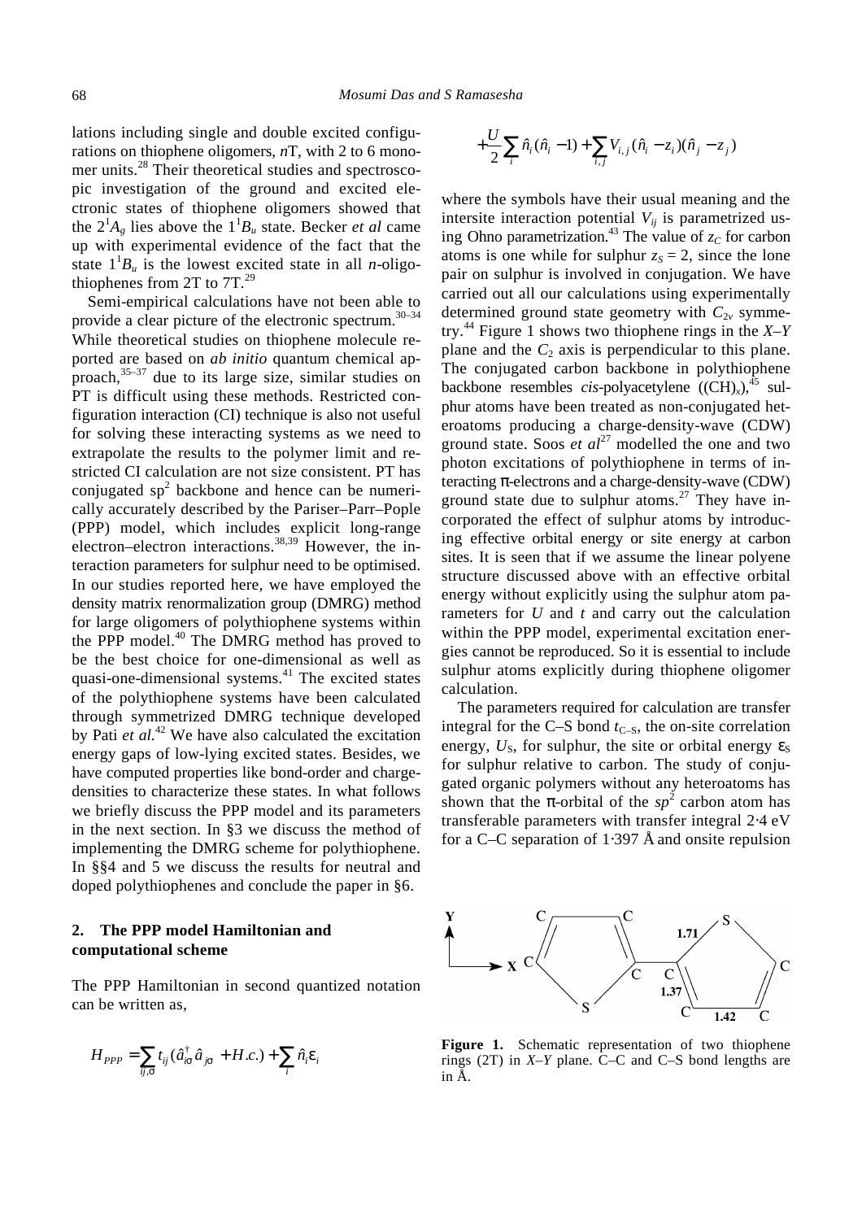lations including single and double excited configurations on thiophene oligomers, $n$T, with 2 to 6 monomer units.[28] Their theoretical studies and spectroscopic investigation of the ground and excited electronic states of thiophene oligomers showed that the $2^1A_g$ lies above the $1^1B_u$ state. Becker *et al* came up with experimental evidence of the fact that the state $1^1B_u$ is the lowest excited state in all $n$-oligothiophenes from 2T to 7T.[29]

Semi-empirical calculations have not been able to provide a clear picture of the electronic spectrum.[30–34] While theoretical studies on thiophene molecule reported are based on *ab initio* quantum chemical approach,[35–37] due to its large size, similar studies on PT is difficult using these methods. Restricted configuration interaction (CI) technique is also not useful for solving these interacting systems as we need to extrapolate the results to the polymer limit and restricted CI calculation are not size consistent. PT has conjugated $sp^2$ backbone and hence can be numerically accurately described by the Pariser–Parr–Pople (PPP) model, which includes explicit long-range electron–electron interactions.[38,39] However, the interaction parameters for sulphur need to be optimised. In our studies reported here, we have employed the density matrix renormalization group (DMRG) method for large oligomers of polythiophene systems within the PPP model.[40] The DMRG method has proved to be the best choice for one-dimensional as well as quasi-one-dimensional systems.[41] The excited states of the polythiophene systems have been calculated through symmetrized DMRG technique developed by Pati *et al.*[42] We have also calculated the excitation energy gaps of low-lying excited states. Besides, we have computed properties like bond-order and charge-densities to characterize these states. In what follows we briefly discuss the PPP model and its parameters in the next section. In §3 we discuss the method of implementing the DMRG scheme for polythiophene. In §§4 and 5 we discuss the results for neutral and doped polythiophenes and conclude the paper in §6.

## 2. The PPP model Hamiltonian and computational scheme

The PPP Hamiltonian in second quantized notation can be written as,

$$H_{PPP} = \sum_{ij,\sigma} t_{ij} (\hat{a}^{\dagger}_{i\sigma} \hat{a}_{j\sigma} + H.c.) + \sum_i \hat{n}_i \varepsilon_i + \frac{U}{2} \sum_i \hat{n}_i (\hat{n}_i - 1) + \sum_{i,j} V_{i,j} (\hat{n}_i - z_i)(\hat{n}_j - z_j)$$

where the symbols have their usual meaning and the intersite interaction potential $V_{ij}$ is parametrized using Ohno parametrization.[43] The value of $z_C$ for carbon atoms is one while for sulphur $z_S = 2$, since the lone pair on sulphur is involved in conjugation. We have carried out all our calculations using experimentally determined ground state geometry with $C_{2v}$ symmetry.[44] Figure 1 shows two thiophene rings in the $X$–$Y$ plane and the $C_2$ axis is perpendicular to this plane. The conjugated carbon backbone in polythiophene backbone resembles *cis*-polyacetylene ($(CH)_x$),[45] sulphur atoms have been treated as non-conjugated heteroatoms producing a charge-density-wave (CDW) ground state. Soos *et al*[27] modelled the one and two photon excitations of polythiophene in terms of interacting π-electrons and a charge-density-wave (CDW) ground state due to sulphur atoms.[27] They have incorporated the effect of sulphur atoms by introducing effective orbital energy or site energy at carbon sites. It is seen that if we assume the linear polyene structure discussed above with an effective orbital energy without explicitly using the sulphur atom parameters for $U$ and $t$ and carry out the calculation within the PPP model, experimental excitation energies cannot be reproduced. So it is essential to include sulphur atoms explicitly during thiophene oligomer calculation.

The parameters required for calculation are transfer integral for the C–S bond $t_{C-S}$, the on-site correlation energy, $U_S$, for sulphur, the site or orbital energy $\varepsilon_S$ for sulphur relative to carbon. The study of conjugated organic polymers without any heteroatoms has shown that the π-orbital of the $sp^2$ carbon atom has transferable parameters with transfer integral 2·4 eV for a C–C separation of 1·397 Å and onsite repulsion

**Figure 1.** Schematic representation of two thiophene rings (2T) in $X$–$Y$ plane. C–C and C–S bond lengths are in Å.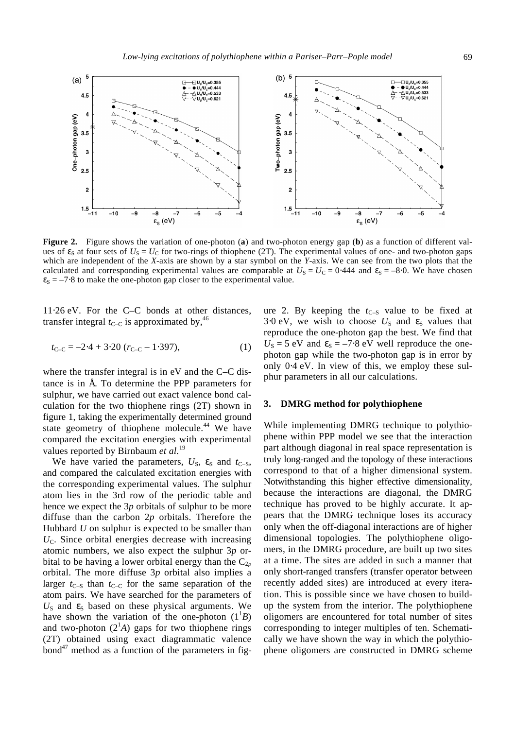**Figure 2.** Figure shows the variation of one-photon (**a**) and two-photon energy gap (**b**) as a function of different values of $\varepsilon_S$ at four sets of $U_S = U_C$ for two-rings of thiophene (2T). The experimental values of one- and two-photon gaps which are independent of the *X*-axis are shown by a star symbol on the *Y*-axis. We can see from the two plots that the calculated and corresponding experimental values are comparable at $U_S = U_C = 0{\cdot}444$ and $\varepsilon_S = -8{\cdot}0$. We have chosen $\varepsilon_S = -7{\cdot}8$ to make the one-photon gap closer to the experimental value.

11·26 eV. For the C–C bonds at other distances, transfer integral $t_{C-C}$ is approximated by,[46]

$$t_{C-C} = -2{\cdot}4 + 3{\cdot}20\,(r_{C-C} - 1{\cdot}397), \tag{1}$$

where the transfer integral is in eV and the C–C distance is in Å. To determine the PPP parameters for sulphur, we have carried out exact valence bond calculation for the two thiophene rings (2T) shown in figure 1, taking the experimentally determined ground state geometry of thiophene molecule.[44] We have compared the excitation energies with experimental values reported by Birnbaum *et al.*[19]

We have varied the parameters, $U_S$, $\varepsilon_S$ and $t_{C-S}$, and compared the calculated excitation energies with the corresponding experimental values. The sulphur atom lies in the 3rd row of the periodic table and hence we expect the 3*p* orbitals of sulphur to be more diffuse than the carbon 2*p* orbitals. Therefore the Hubbard *U* on sulphur is expected to be smaller than $U_C$. Since orbital energies decrease with increasing atomic numbers, we also expect the sulphur 3*p* orbital to be having a lower orbital energy than the $C_{2p}$ orbital. The more diffuse 3*p* orbital also implies a larger $t_{C-S}$ than $t_{C-C}$ for the same separation of the atom pairs. We have searched for the parameters of $U_S$ and $\varepsilon_S$ based on these physical arguments. We have shown the variation of the one-photon ($1^1B$) and two-photon ($2^1A$) gaps for two thiophene rings (2T) obtained using exact diagrammatic valence bond[47] method as a function of the parameters in figure 2. By keeping the $t_{C-S}$ value to be fixed at 3·0 eV, we wish to choose $U_S$ and $\varepsilon_S$ values that reproduce the one-photon gap the best. We find that $U_S = 5$ eV and $\varepsilon_S = -7{\cdot}8$ eV well reproduce the one-photon gap while the two-photon gap is in error by only 0·4 eV. In view of this, we employ these sulphur parameters in all our calculations.

## 3. DMRG method for polythiophene

While implementing DMRG technique to polythiophene within PPP model we see that the interaction part although diagonal in real space representation is truly long-ranged and the topology of these interactions correspond to that of a higher dimensional system. Notwithstanding this higher effective dimensionality, because the interactions are diagonal, the DMRG technique has proved to be highly accurate. It appears that the DMRG technique loses its accuracy only when the off-diagonal interactions are of higher dimensional topologies. The polythiophene oligomers, in the DMRG procedure, are built up two sites at a time. The sites are added in such a manner that only short-ranged transfers (transfer operator between recently added sites) are introduced at every iteration. This is possible since we have chosen to build-up the system from the interior. The polythiophene oligomers are encountered for total number of sites corresponding to integer multiples of ten. Schematically we have shown the way in which the polythiophene oligomers are constructed in DMRG scheme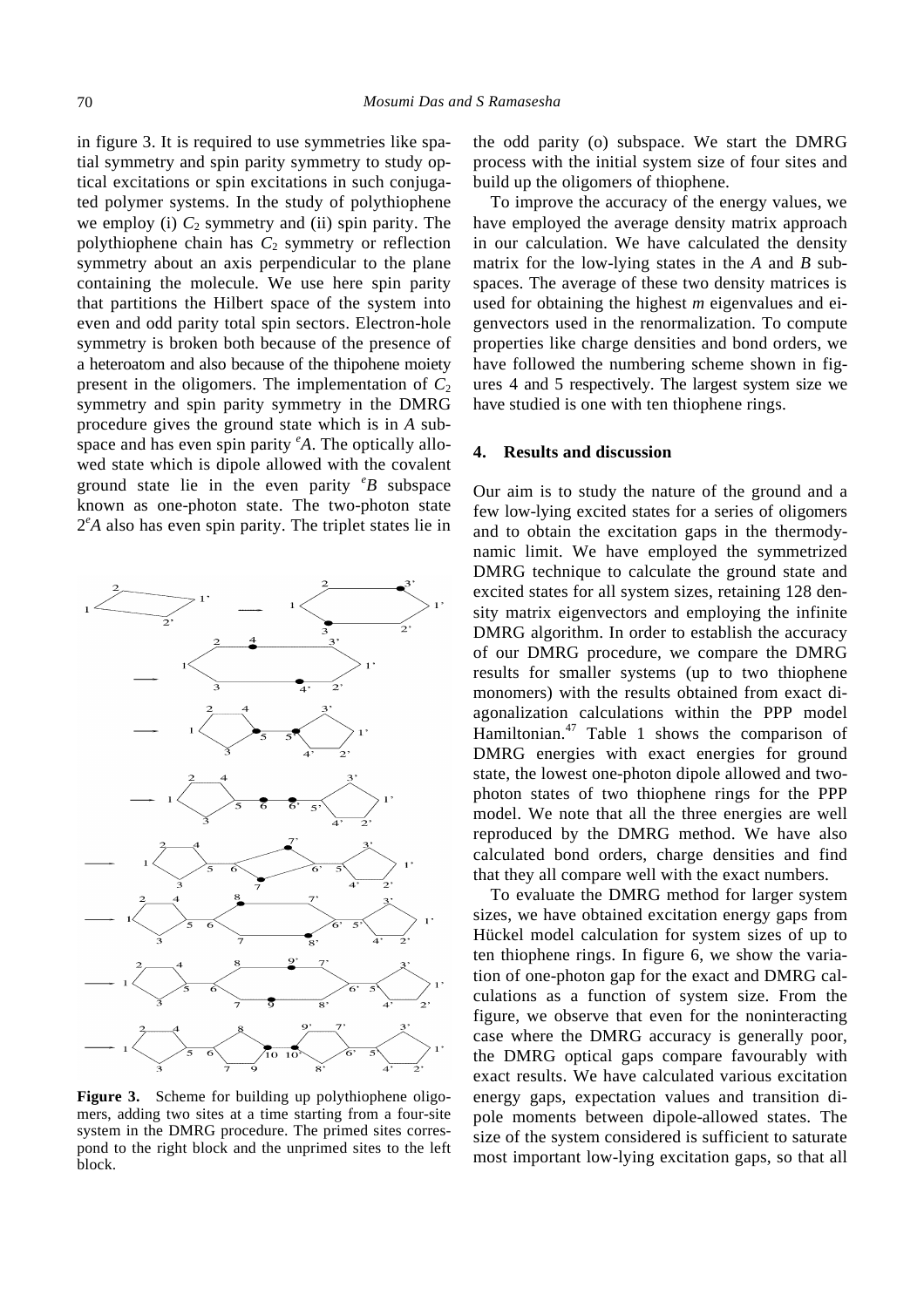in figure 3. It is required to use symmetries like spatial symmetry and spin parity symmetry to study optical excitations or spin excitations in such conjugated polymer systems. In the study of polythiophene we employ (i) $C_2$ symmetry and (ii) spin parity. The polythiophene chain has $C_2$ symmetry or reflection symmetry about an axis perpendicular to the plane containing the molecule. We use here spin parity that partitions the Hilbert space of the system into even and odd parity total spin sectors. Electron-hole symmetry is broken both because of the presence of a heteroatom and also because of the thipohene moiety present in the oligomers. The implementation of $C_2$ symmetry and spin parity symmetry in the DMRG procedure gives the ground state which is in *A* subspace and has even spin parity $^{e}A$. The optically allowed state which is dipole allowed with the covalent ground state lie in the even parity $^{e}B$ subspace known as one-photon state. The two-photon state $2^{e}A$ also has even spin parity. The triplet states lie in the odd parity (o) subspace. We start the DMRG process with the initial system size of four sites and build up the oligomers of thiophene.

**Figure 3.** Scheme for building up polythiophene oligomers, adding two sites at a time starting from a four-site system in the DMRG procedure. The primed sites correspond to the right block and the unprimed sites to the left block.

To improve the accuracy of the energy values, we have employed the average density matrix approach in our calculation. We have calculated the density matrix for the low-lying states in the *A* and *B* subspaces. The average of these two density matrices is used for obtaining the highest *m* eigenvalues and eigenvectors used in the renormalization. To compute properties like charge densities and bond orders, we have followed the numbering scheme shown in figures 4 and 5 respectively. The largest system size we have studied is one with ten thiophene rings.

## 4. Results and discussion

Our aim is to study the nature of the ground and a few low-lying excited states for a series of oligomers and to obtain the excitation gaps in the thermodynamic limit. We have employed the symmetrized DMRG technique to calculate the ground state and excited states for all system sizes, retaining 128 density matrix eigenvectors and employing the infinite DMRG algorithm. In order to establish the accuracy of our DMRG procedure, we compare the DMRG results for smaller systems (up to two thiophene monomers) with the results obtained from exact diagonalization calculations within the PPP model Hamiltonian.[47] Table 1 shows the comparison of DMRG energies with exact energies for ground state, the lowest one-photon dipole allowed and two-photon states of two thiophene rings for the PPP model. We note that all the three energies are well reproduced by the DMRG method. We have also calculated bond orders, charge densities and find that they all compare well with the exact numbers.

To evaluate the DMRG method for larger system sizes, we have obtained excitation energy gaps from Hückel model calculation for system sizes of up to ten thiophene rings. In figure 6, we show the variation of one-photon gap for the exact and DMRG calculations as a function of system size. From the figure, we observe that even for the noninteracting case where the DMRG accuracy is generally poor, the DMRG optical gaps compare favourably with exact results. We have calculated various excitation energy gaps, expectation values and transition dipole moments between dipole-allowed states. The size of the system considered is sufficient to saturate most important low-lying excitation gaps, so that all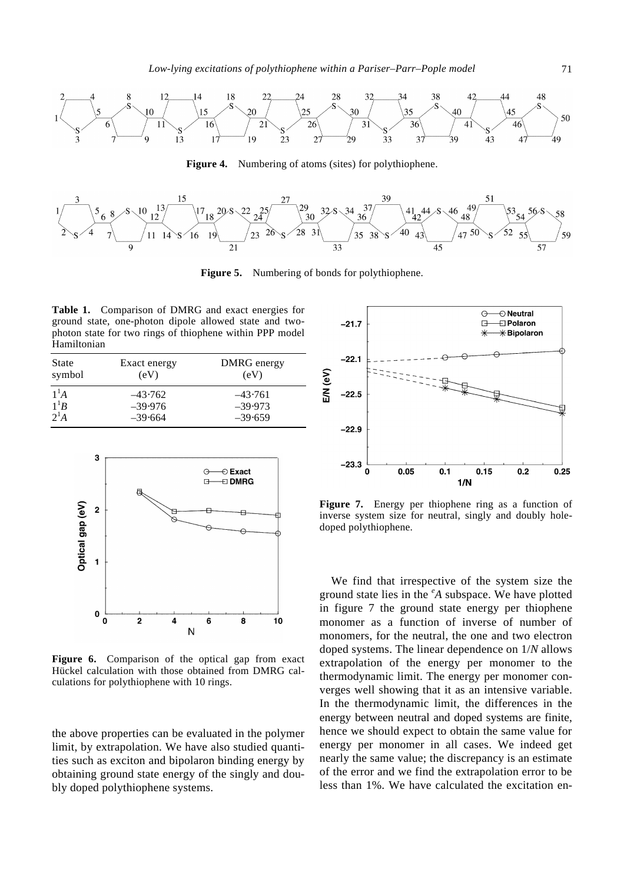**Figure 4.** Numbering of atoms (sites) for polythiophene.

**Figure 5.** Numbering of bonds for polythiophene.

**Table 1.** Comparison of DMRG and exact energies for ground state, one-photon dipole allowed state and two-photon state for two rings of thiophene within PPP model Hamiltonian

| State symbol | Exact energy (eV) | DMRG energy (eV) |
|---|---|---|
| $1^1A$ | –43·762 | –43·761 |
| $1^1B$ | –39·976 | –39·973 |
| $2^1A$ | –39·664 | –39·659 |

**Figure 6.** Comparison of the optical gap from exact Hückel calculation with those obtained from DMRG calculations for polythiophene with 10 rings.

the above properties can be evaluated in the polymer limit, by extrapolation. We have also studied quantities such as exciton and bipolaron binding energy by obtaining ground state energy of the singly and doubly doped polythiophene systems.

**Figure 7.** Energy per thiophene ring as a function of inverse system size for neutral, singly and doubly hole-doped polythiophene.

We find that irrespective of the system size the ground state lies in the ${}^eA$ subspace. We have plotted in figure 7 the ground state energy per thiophene monomer as a function of inverse of number of monomers, for the neutral, the one and two electron doped systems. The linear dependence on $1/N$ allows extrapolation of the energy per monomer to the thermodynamic limit. The energy per monomer converges well showing that it as an intensive variable. In the thermodynamic limit, the differences in the energy between neutral and doped systems are finite, hence we should expect to obtain the same value for energy per monomer in all cases. We indeed get nearly the same value; the discrepancy is an estimate of the error and we find the extrapolation error to be less than 1%. We have calculated the excitation en-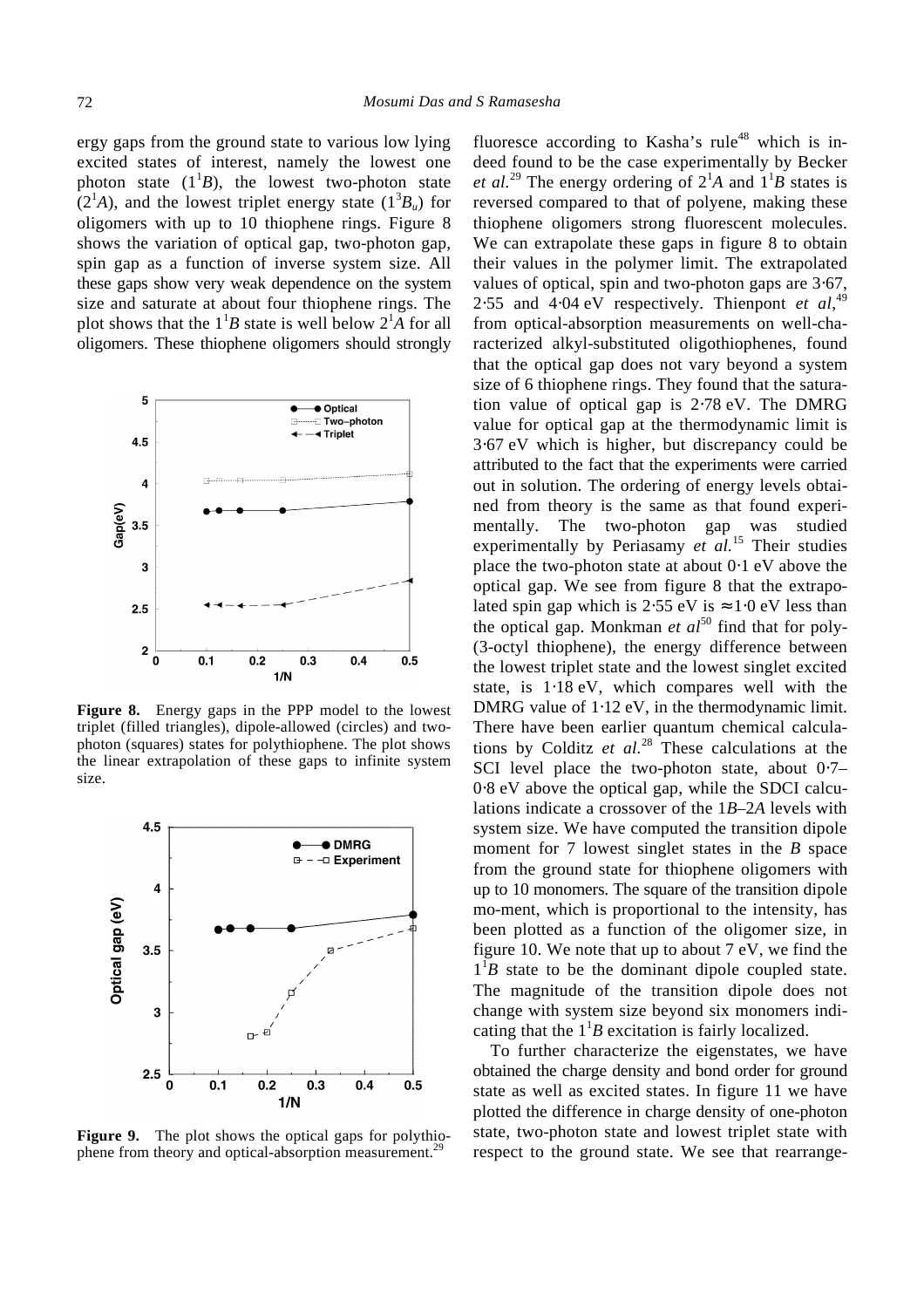ergy gaps from the ground state to various low lying excited states of interest, namely the lowest one photon state ($1^1B$), the lowest two-photon state ($2^1A$), and the lowest triplet energy state ($1^3B_u$) for oligomers with up to 10 thiophene rings. Figure 8 shows the variation of optical gap, two-photon gap, spin gap as a function of inverse system size. All these gaps show very weak dependence on the system size and saturate at about four thiophene rings. The plot shows that the $1^1B$ state is well below $2^1A$ for all oligomers. These thiophene oligomers should strongly fluoresce according to Kasha's rule[48] which is indeed found to be the case experimentally by Becker *et al.*[29] The energy ordering of $2^1A$ and $1^1B$ states is reversed compared to that of polyene, making these thiophene oligomers strong fluorescent molecules. We can extrapolate these gaps in figure 8 to obtain their values in the polymer limit. The extrapolated values of optical, spin and two-photon gaps are 3·67, 2·55 and 4·04 eV respectively. Thienpont *et al*,[49] from optical-absorption measurements on well-characterized alkyl-substituted oligothiophenes, found that the optical gap does not vary beyond a system size of 6 thiophene rings. They found that the saturation value of optical gap is 2·78 eV. The DMRG value for optical gap at the thermodynamic limit is 3·67 eV which is higher, but discrepancy could be attributed to the fact that the experiments were carried out in solution. The ordering of energy levels obtained from theory is the same as that found experimentally. The two-photon gap was studied experimentally by Periasamy *et al.*[15] Their studies place the two-photon state at about 0·1 eV above the optical gap. We see from figure 8 that the extrapolated spin gap which is 2·55 eV is ≈1·0 eV less than the optical gap. Monkman *et al*[50] find that for poly-(3-octyl thiophene), the energy difference between the lowest triplet state and the lowest singlet excited state, is 1·18 eV, which compares well with the DMRG value of 1·12 eV, in the thermodynamic limit. There have been earlier quantum chemical calculations by Colditz *et al.*[28] These calculations at the SCI level place the two-photon state, about 0·7–0·8 eV above the optical gap, while the SDCI calculations indicate a crossover of the 1*B*–2*A* levels with system size. We have computed the transition dipole moment for 7 lowest singlet states in the *B* space from the ground state for thiophene oligomers with up to 10 monomers. The square of the transition dipole mo-ment, which is proportional to the intensity, has been plotted as a function of the oligomer size, in figure 10. We note that up to about 7 eV, we find the $1^1B$ state to be the dominant dipole coupled state. The magnitude of the transition dipole does not change with system size beyond six monomers indicating that the $1^1B$ excitation is fairly localized.

**Figure 8.** Energy gaps in the PPP model to the lowest triplet (filled triangles), dipole-allowed (circles) and two-photon (squares) states for polythiophene. The plot shows the linear extrapolation of these gaps to infinite system size.

**Figure 9.** The plot shows the optical gaps for polythiophene from theory and optical-absorption measurement.[29]

To further characterize the eigenstates, we have obtained the charge density and bond order for ground state as well as excited states. In figure 11 we have plotted the difference in charge density of one-photon state, two-photon state and lowest triplet state with respect to the ground state. We see that rearrange-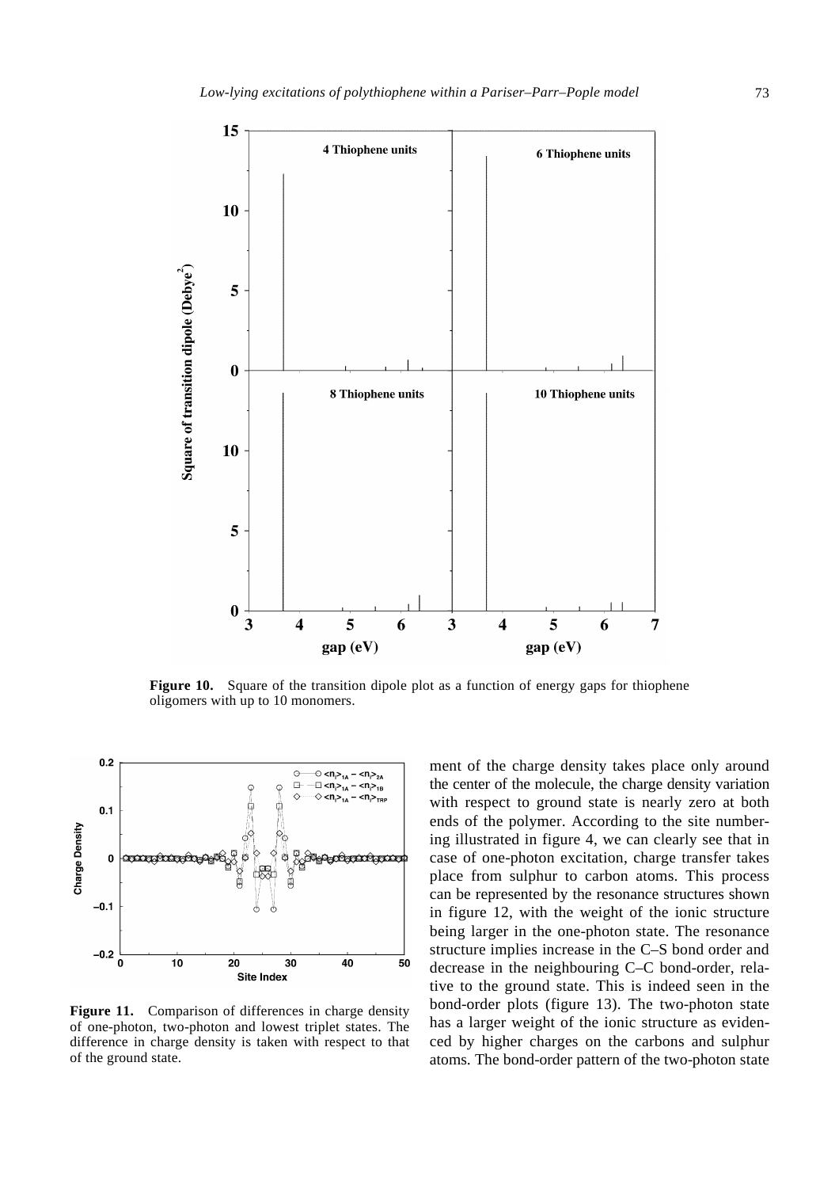**Figure 10.** Square of the transition dipole plot as a function of energy gaps for thiophene oligomers with up to 10 monomers.

**Figure 11.** Comparison of differences in charge density of one-photon, two-photon and lowest triplet states. The difference in charge density is taken with respect to that of the ground state.

ment of the charge density takes place only around the center of the molecule, the charge density variation with respect to ground state is nearly zero at both ends of the polymer. According to the site numbering illustrated in figure 4, we can clearly see that in case of one-photon excitation, charge transfer takes place from sulphur to carbon atoms. This process can be represented by the resonance structures shown in figure 12, with the weight of the ionic structure being larger in the one-photon state. The resonance structure implies increase in the C–S bond order and decrease in the neighbouring C–C bond-order, relative to the ground state. This is indeed seen in the bond-order plots (figure 13). The two-photon state has a larger weight of the ionic structure as evidenced by higher charges on the carbons and sulphur atoms. The bond-order pattern of the two-photon state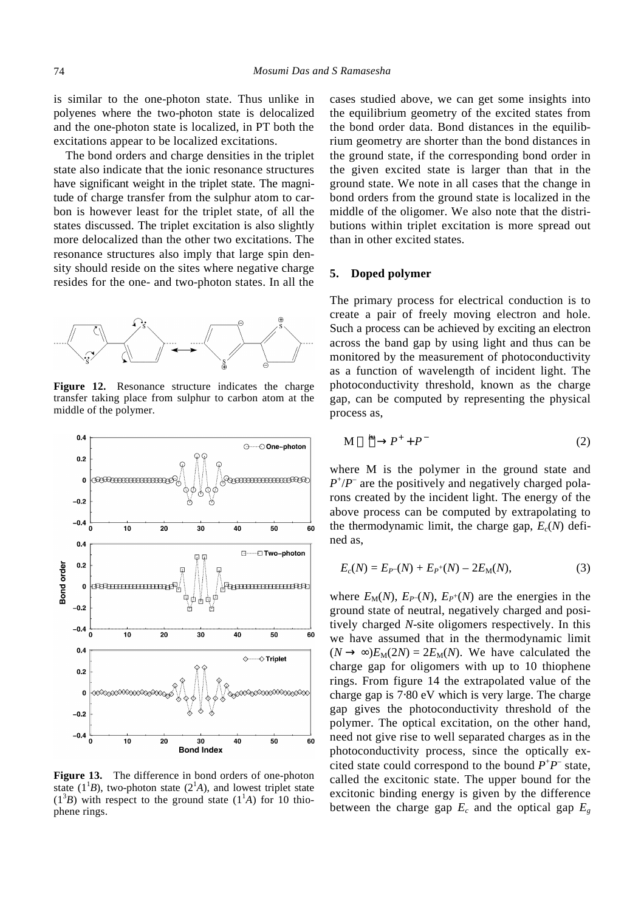is similar to the one-photon state. Thus unlike in polyenes where the two-photon state is delocalized and the one-photon state is localized, in PT both the excitations appear to be localized excitations.

The bond orders and charge densities in the triplet state also indicate that the ionic resonance structures have significant weight in the triplet state. The magnitude of charge transfer from the sulphur atom to carbon is however least for the triplet state, of all the states discussed. The triplet excitation is also slightly more delocalized than the other two excitations. The resonance structures also imply that large spin density should reside on the sites where negative charge resides for the one- and two-photon states. In all the cases studied above, we can get some insights into the equilibrium geometry of the excited states from the bond order data. Bond distances in the equilibrium geometry are shorter than the bond distances in the ground state, if the corresponding bond order in the given excited state is larger than that in the ground state. We note in all cases that the change in bond orders from the ground state is localized in the middle of the oligomer. We also note that the distributions within triplet excitation is more spread out than in other excited states.

**Figure 12.** Resonance structure indicates the charge transfer taking place from sulphur to carbon atom at the middle of the polymer.

**Figure 13.** The difference in bond orders of one-photon state ($1^1B$), two-photon state ($2^1A$), and lowest triplet state ($1^3B$) with respect to the ground state ($1^1A$) for 10 thiophene rings.

## 5. Doped polymer

The primary process for electrical conduction is to create a pair of freely moving electron and hole. Such a process can be achieved by exciting an electron across the band gap by using light and thus can be monitored by the measurement of photoconductivity as a function of wavelength of incident light. The photoconductivity threshold, known as the charge gap, can be computed by representing the physical process as,

$$\mathrm{M} \xrightarrow{h\nu} P^{+} + P^{-} \tag{2}$$

where M is the polymer in the ground state and $P^{+}/P^{-}$ are the positively and negatively charged polarons created by the incident light. The energy of the above process can be computed by extrapolating to the thermodynamic limit, the charge gap, $E_c(N)$ defined as,

$$E_c(N) = E_{P^-}(N) + E_{P^+}(N) - 2E_{\mathrm{M}}(N), \tag{3}$$

where $E_{\mathrm{M}}(N)$, $E_{P^-}(N)$, $E_{P^+}(N)$ are the energies in the ground state of neutral, negatively charged and positively charged $N$-site oligomers respectively. In this we have assumed that in the thermodynamic limit $(N \to \infty) E_{\mathrm{M}}(2N) = 2E_{\mathrm{M}}(N)$. We have calculated the charge gap for oligomers with up to 10 thiophene rings. From figure 14 the extrapolated value of the charge gap is 7·80 eV which is very large. The charge gap gives the photoconductivity threshold of the polymer. The optical excitation, on the other hand, need not give rise to well separated charges as in the photoconductivity process, since the optically excited state could correspond to the bound $P^{+}P^{-}$ state, called the excitonic state. The upper bound for the excitonic binding energy is given by the difference between the charge gap $E_c$ and the optical gap $E_g$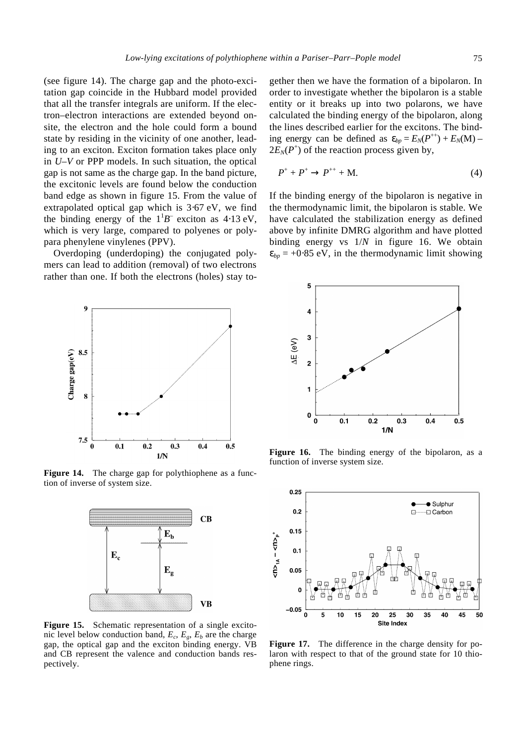(see figure 14). The charge gap and the photo-excitation gap coincide in the Hubbard model provided that all the transfer integrals are uniform. If the electron–electron interactions are extended beyond on-site, the electron and the hole could form a bound state by residing in the vicinity of one another, leading to an exciton. Exciton formation takes place only in $U$–$V$ or PPP models. In such situation, the optical gap is not same as the charge gap. In the band picture, the excitonic levels are found below the conduction band edge as shown in figure 15. From the value of extrapolated optical gap which is 3·67 eV, we find the binding energy of the $1^1B^-$ exciton as 4·13 eV, which is very large, compared to polyenes or poly-para phenylene vinylenes (PPV).

Overdoping (underdoping) the conjugated polymers can lead to addition (removal) of two electrons rather than one. If both the electrons (holes) stay together then we have the formation of a bipolaron. In order to investigate whether the bipolaron is a stable entity or it breaks up into two polarons, we have calculated the binding energy of the bipolaron, along the lines described earlier for the excitons. The binding energy can be defined as $\varepsilon_{bp} = E_N(P^{++}) + E_N(\mathrm{M}) - 2E_N(P^+)$ of the reaction process given by,

$$P^+ + P^+ \rightarrow P^{++} + \mathrm{M}. \tag{4}$$

If the binding energy of the bipolaron is negative in the thermodynamic limit, the bipolaron is stable. We have calculated the stabilization energy as defined above by infinite DMRG algorithm and have plotted binding energy vs $1/N$ in figure 16. We obtain $\varepsilon_{bp} = +0{\cdot}85$ eV, in the thermodynamic limit showing

**Figure 14.** The charge gap for polythiophene as a function of inverse of system size.

**Figure 15.** Schematic representation of a single excitonic level below conduction band, $E_c$, $E_g$, $E_b$ are the charge gap, the optical gap and the exciton binding energy. VB and CB represent the valence and conduction bands respectively.

**Figure 16.** The binding energy of the bipolaron, as a function of inverse system size.

**Figure 17.** The difference in the charge density for polaron with respect to that of the ground state for 10 thiophene rings.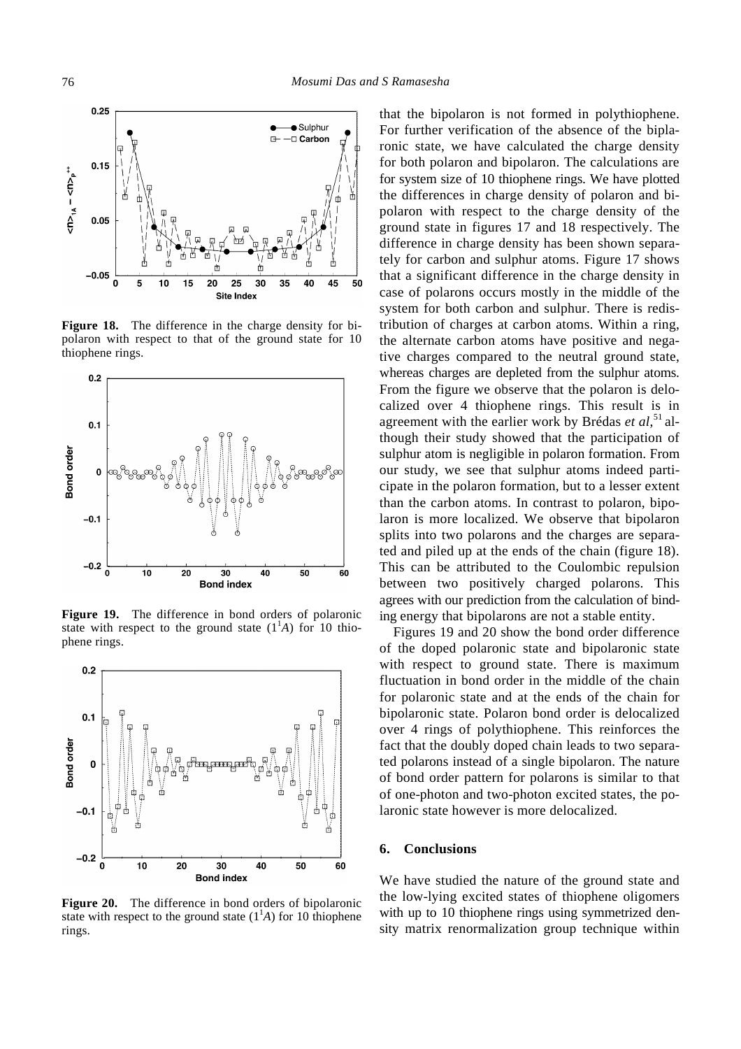**Figure 18.** The difference in the charge density for bipolaron with respect to that of the ground state for 10 thiophene rings.

**Figure 19.** The difference in bond orders of polaronic state with respect to the ground state ($1^1A$) for 10 thiophene rings.

**Figure 20.** The difference in bond orders of bipolaronic state with respect to the ground state ($1^1A$) for 10 thiophene rings.

that the bipolaron is not formed in polythiophene. For further verification of the absence of the biplaronic state, we have calculated the charge density for both polaron and bipolaron. The calculations are for system size of 10 thiophene rings. We have plotted the differences in charge density of polaron and bipolaron with respect to the charge density of the ground state in figures 17 and 18 respectively. The difference in charge density has been shown separately for carbon and sulphur atoms. Figure 17 shows that a significant difference in the charge density in case of polarons occurs mostly in the middle of the system for both carbon and sulphur. There is redistribution of charges at carbon atoms. Within a ring, the alternate carbon atoms have positive and negative charges compared to the neutral ground state, whereas charges are depleted from the sulphur atoms. From the figure we observe that the polaron is delocalized over 4 thiophene rings. This result is in agreement with the earlier work by Brédas *et al*,[51] although their study showed that the participation of sulphur atom is negligible in polaron formation. From our study, we see that sulphur atoms indeed participate in the polaron formation, but to a lesser extent than the carbon atoms. In contrast to polaron, bipolaron is more localized. We observe that bipolaron splits into two polarons and the charges are separated and piled up at the ends of the chain (figure 18). This can be attributed to the Coulombic repulsion between two positively charged polarons. This agrees with our prediction from the calculation of binding energy that bipolarons are not a stable entity.

Figures 19 and 20 show the bond order difference of the doped polaronic state and bipolaronic state with respect to ground state. There is maximum fluctuation in bond order in the middle of the chain for polaronic state and at the ends of the chain for bipolaronic state. Polaron bond order is delocalized over 4 rings of polythiophene. This reinforces the fact that the doubly doped chain leads to two separated polarons instead of a single bipolaron. The nature of bond order pattern for polarons is similar to that of one-photon and two-photon excited states, the polaronic state however is more delocalized.

## 6. Conclusions

We have studied the nature of the ground state and the low-lying excited states of thiophene oligomers with up to 10 thiophene rings using symmetrized density matrix renormalization group technique within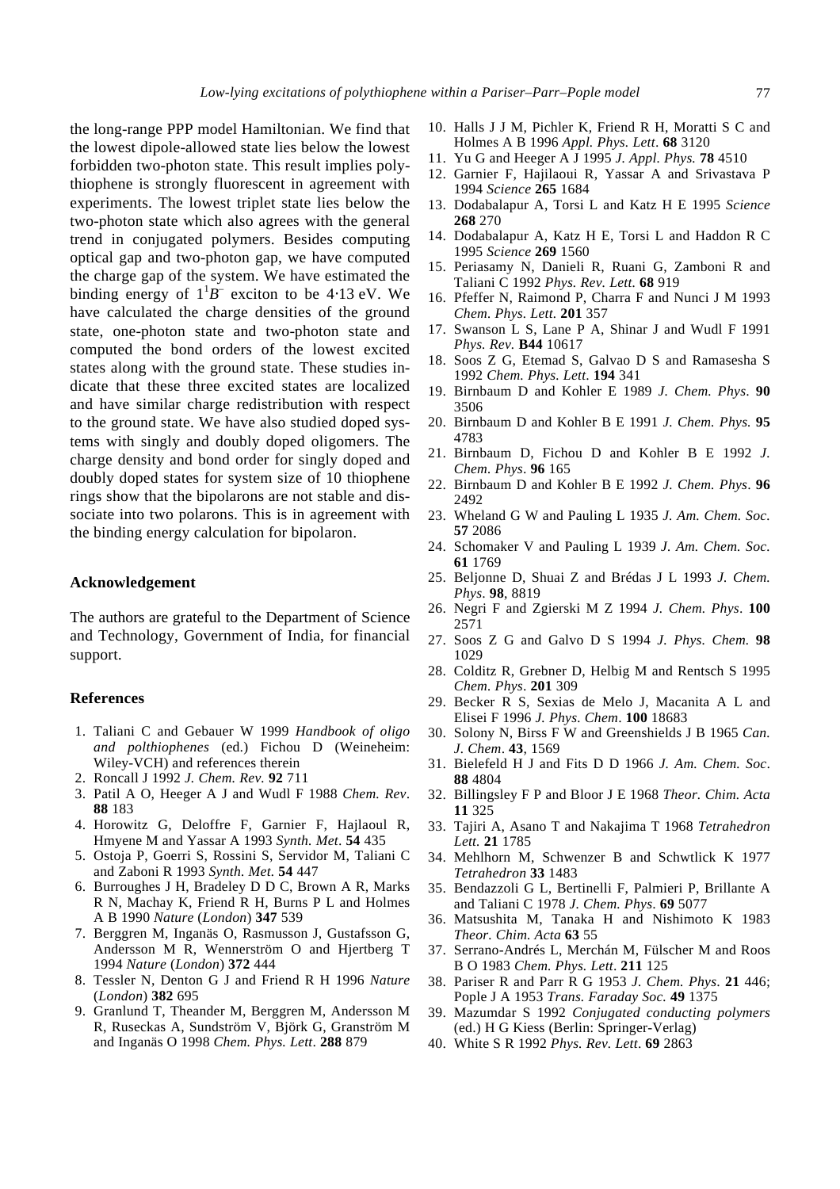the long-range PPP model Hamiltonian. We find that the lowest dipole-allowed state lies below the lowest forbidden two-photon state. This result implies polythiophene is strongly fluorescent in agreement with experiments. The lowest triplet state lies below the two-photon state which also agrees with the general trend in conjugated polymers. Besides computing optical gap and two-photon gap, we have computed the charge gap of the system. We have estimated the binding energy of $1^1B^-$ exciton to be 4·13 eV. We have calculated the charge densities of the ground state, one-photon state and two-photon state and computed the bond orders of the lowest excited states along with the ground state. These studies indicate that these three excited states are localized and have similar charge redistribution with respect to the ground state. We have also studied doped systems with singly and doubly doped oligomers. The charge density and bond order for singly doped and doubly doped states for system size of 10 thiophene rings show that the bipolarons are not stable and dissociate into two polarons. This is in agreement with the binding energy calculation for bipolaron.

### Acknowledgement

The authors are grateful to the Department of Science and Technology, Government of India, for financial support.

### References

1. Taliani C and Gebauer W 1999 *Handbook of oligo and polthiophenes* (ed.) Fichou D (Weineheim: Wiley-VCH) and references therein
2. Roncall J 1992 *J. Chem. Rev.* **92** 711
3. Patil A O, Heeger A J and Wudl F 1988 *Chem. Rev*. **88** 183
4. Horowitz G, Deloffre F, Garnier F, Hajlaoul R, Hmyene M and Yassar A 1993 *Synth. Met*. **54** 435
5. Ostoja P, Goerri S, Rossini S, Servidor M, Taliani C and Zaboni R 1993 *Synth. Met.* **54** 447
6. Burroughes J H, Bradeley D D C, Brown A R, Marks R N, Machay K, Friend R H, Burns P L and Holmes A B 1990 *Nature* (*London*) **347** 539
7. Berggren M, Inganäs O, Rasmusson J, Gustafsson G, Andersson M R, Wennerström O and Hjertberg T 1994 *Nature* (*London*) **372** 444
8. Tessler N, Denton G J and Friend R H 1996 *Nature* (*London*) **382** 695
9. Granlund T, Theander M, Berggren M, Andersson M R, Ruseckas A, Sundström V, Björk G, Granström M and Inganäs O 1998 *Chem. Phys. Lett*. **288** 879
10. Halls J J M, Pichler K, Friend R H, Moratti S C and Holmes A B 1996 *Appl. Phys. Lett*. **68** 3120
11. Yu G and Heeger A J 1995 *J. Appl. Phys.* **78** 4510
12. Garnier F, Hajilaoui R, Yassar A and Srivastava P 1994 *Science* **265** 1684
13. Dodabalapur A, Torsi L and Katz H E 1995 *Science* **268** 270
14. Dodabalapur A, Katz H E, Torsi L and Haddon R C 1995 *Science* **269** 1560
15. Periasamy N, Danieli R, Ruani G, Zamboni R and Taliani C 1992 *Phys. Rev. Lett.* **68** 919
16. Pfeffer N, Raimond P, Charra F and Nunci J M 1993 *Chem. Phys. Lett.* **201** 357
17. Swanson L S, Lane P A, Shinar J and Wudl F 1991 *Phys. Rev.* **B44** 10617
18. Soos Z G, Etemad S, Galvao D S and Ramasesha S 1992 *Chem. Phys. Lett*. **194** 341
19. Birnbaum D and Kohler E 1989 *J. Chem. Phys*. **90** 3506
20. Birnbaum D and Kohler B E 1991 *J. Chem. Phys.* **95** 4783
21. Birnbaum D, Fichou D and Kohler B E 1992 *J. Chem. Phys*. **96** 165
22. Birnbaum D and Kohler B E 1992 *J. Chem. Phys*. **96** 2492
23. Wheland G W and Pauling L 1935 *J. Am. Chem. Soc.* **57** 2086
24. Schomaker V and Pauling L 1939 *J. Am. Chem. Soc.* **61** 1769
25. Beljonne D, Shuai Z and Brédas J L 1993 *J. Chem. Phys*. **98**, 8819
26. Negri F and Zgierski M Z 1994 *J. Chem. Phys*. **100** 2571
27. Soos Z G and Galvo D S 1994 *J. Phys. Chem.* **98** 1029
28. Colditz R, Grebner D, Helbig M and Rentsch S 1995 *Chem. Phys*. **201** 309
29. Becker R S, Sexias de Melo J, Macanita A L and Elisei F 1996 *J. Phys. Chem*. **100** 18683
30. Solony N, Birss F W and Greenshields J B 1965 *Can. J. Chem*. **43**, 1569
31. Bielefeld H J and Fits D D 1966 *J. Am. Chem. Soc*. **88** 4804
32. Billingsley F P and Bloor J E 1968 *Theor. Chim. Acta* **11** 325
33. Tajiri A, Asano T and Nakajima T 1968 *Tetrahedron Lett.* **21** 1785
34. Mehlhorn M, Schwenzer B and Schwtlick K 1977 *Tetrahedron* **33** 1483
35. Bendazzoli G L, Bertinelli F, Palmieri P, Brillante A and Taliani C 1978 *J. Chem. Phys*. **69** 5077
36. Matsushita M, Tanaka H and Nishimoto K 1983 *Theor. Chim. Acta* **63** 55
37. Serrano-Andrés L, Merchán M, Fülscher M and Roos B O 1983 *Chem. Phys. Lett*. **211** 125
38. Pariser R and Parr R G 1953 *J. Chem. Phys*. **21** 446; Pople J A 1953 *Trans. Faraday Soc.* **49** 1375
39. Mazumdar S 1992 *Conjugated conducting polymers* (ed.) H G Kiess (Berlin: Springer-Verlag)
40. White S R 1992 *Phys. Rev. Lett*. **69** 2863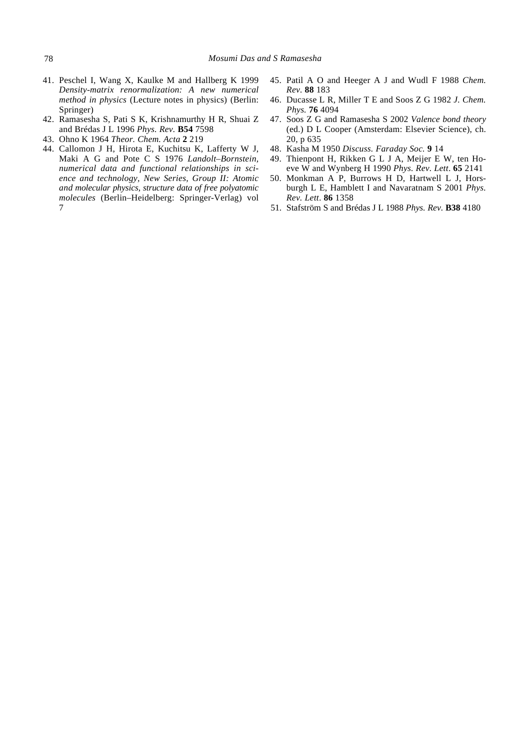41. Peschel I, Wang X, Kaulke M and Hallberg K 1999 *Density-matrix renormalization: A new numerical method in physics* (Lecture notes in physics) (Berlin: Springer)
42. Ramasesha S, Pati S K, Krishnamurthy H R, Shuai Z and Brédas J L 1996 *Phys. Rev.* **B54** 7598
43. Ohno K 1964 *Theor. Chem. Acta* **2** 219
44. Callomon J H, Hirota E, Kuchitsu K, Lafferty W J, Maki A G and Pote C S 1976 *Landolt–Bornstein, numerical data and functional relationships in science and technology, New Series, Group II: Atomic and molecular physics, structure data of free polyatomic molecules* (Berlin–Heidelberg: Springer-Verlag) vol 7
45. Patil A O and Heeger A J and Wudl F 1988 *Chem. Rev.* **88** 183
46. Ducasse L R, Miller T E and Soos Z G 1982 *J. Chem. Phys.* **76** 4094
47. Soos Z G and Ramasesha S 2002 *Valence bond theory* (ed.) D L Cooper (Amsterdam: Elsevier Science), ch. 20, p 635
48. Kasha M 1950 *Discuss. Faraday Soc.* **9** 14
49. Thienpont H, Rikken G L J A, Meijer E W, ten Hoeve W and Wynberg H 1990 *Phys. Rev. Lett.* **65** 2141
50. Monkman A P, Burrows H D, Hartwell L J, Horsburgh L E, Hamblett I and Navaratnam S 2001 *Phys. Rev. Lett.* **86** 1358
51. Stafström S and Brédas J L 1988 *Phys. Rev.* **B38** 4180